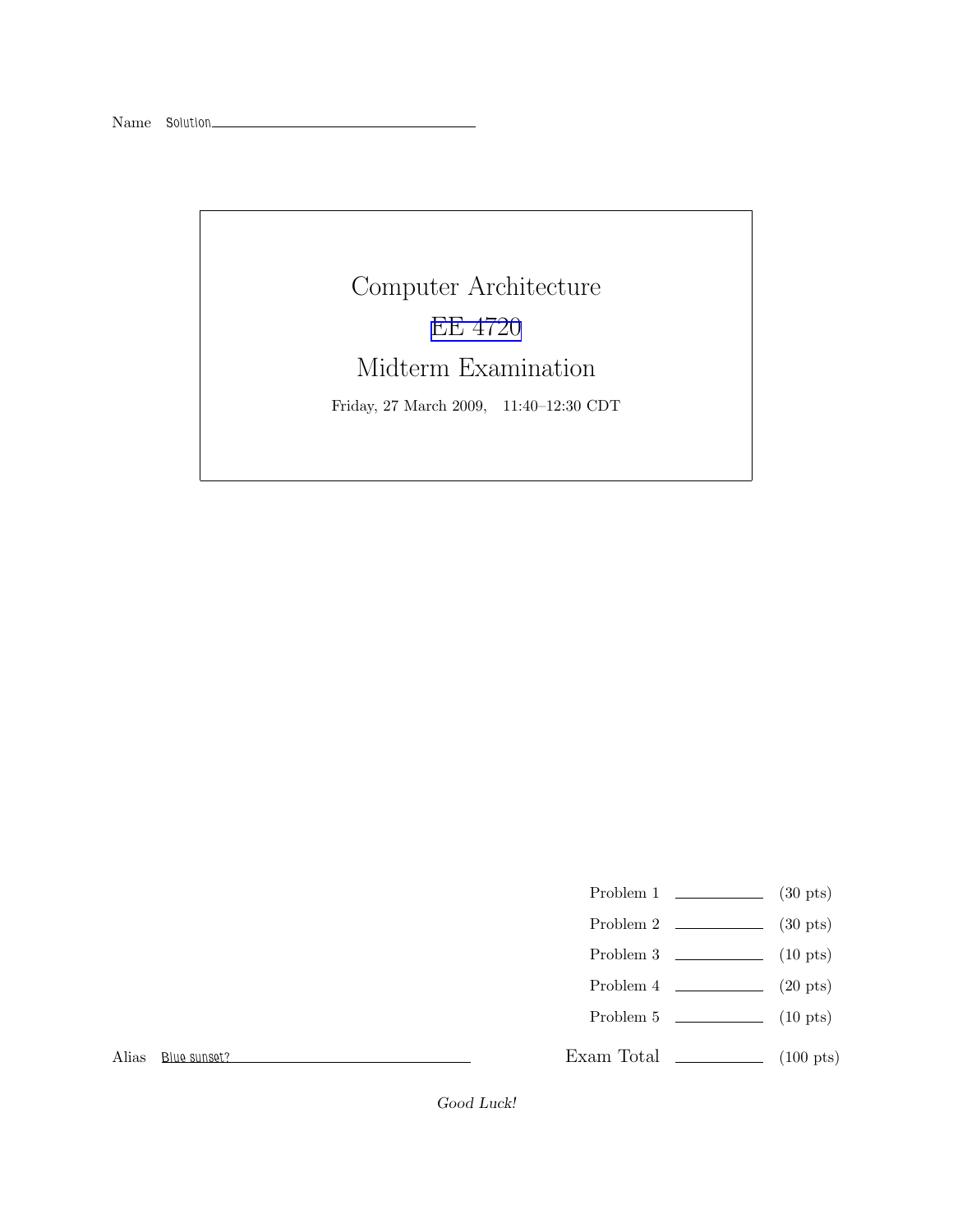Name Solution

# Computer Architecture

## EE 4720

## Midterm Examination

Friday, 27 March 2009, 11:40–12:30 CDT

| | | |
|---|---|---|
| Problem 1 | | (30 pts) |
| Problem 2 | | (30 pts) |
| Problem 3 | | (10 pts) |
| Problem 4 | | (20 pts) |
| Problem 5 | | (10 pts) |
| Exam Total | | (100 pts) |

Alias Blue sunset?

*Good Luck!*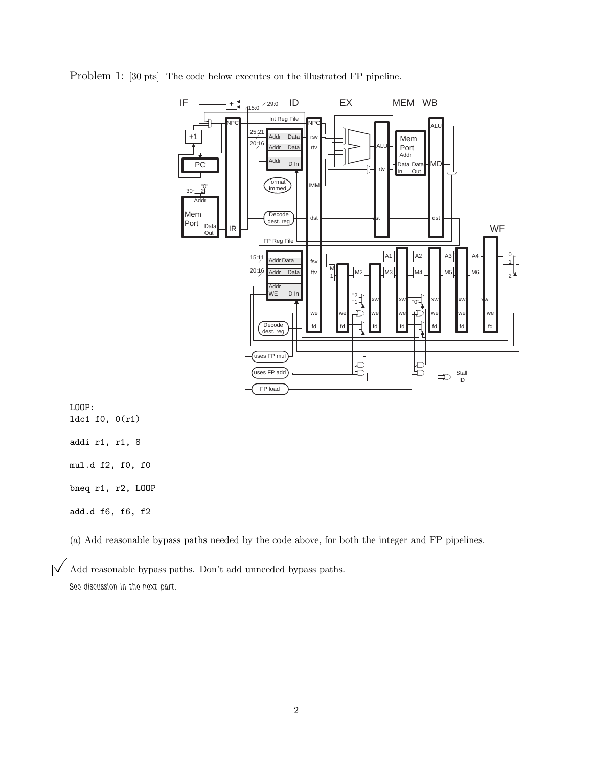Problem 1: [30 pts] The code below executes on the illustrated FP pipeline.

```
LOOP:
ldc1 f0, 0(r1)

addi r1, r1, 8

mul.d f2, f0, f0

bneq r1, r2, LOOP

add.d f6, f6, f2
```

(*a*) Add reasonable bypass paths needed by the code above, for both the integer and FP pipelines.

☑ Add reasonable bypass paths. Don't add unneeded bypass paths.

*See discussion in the next part.*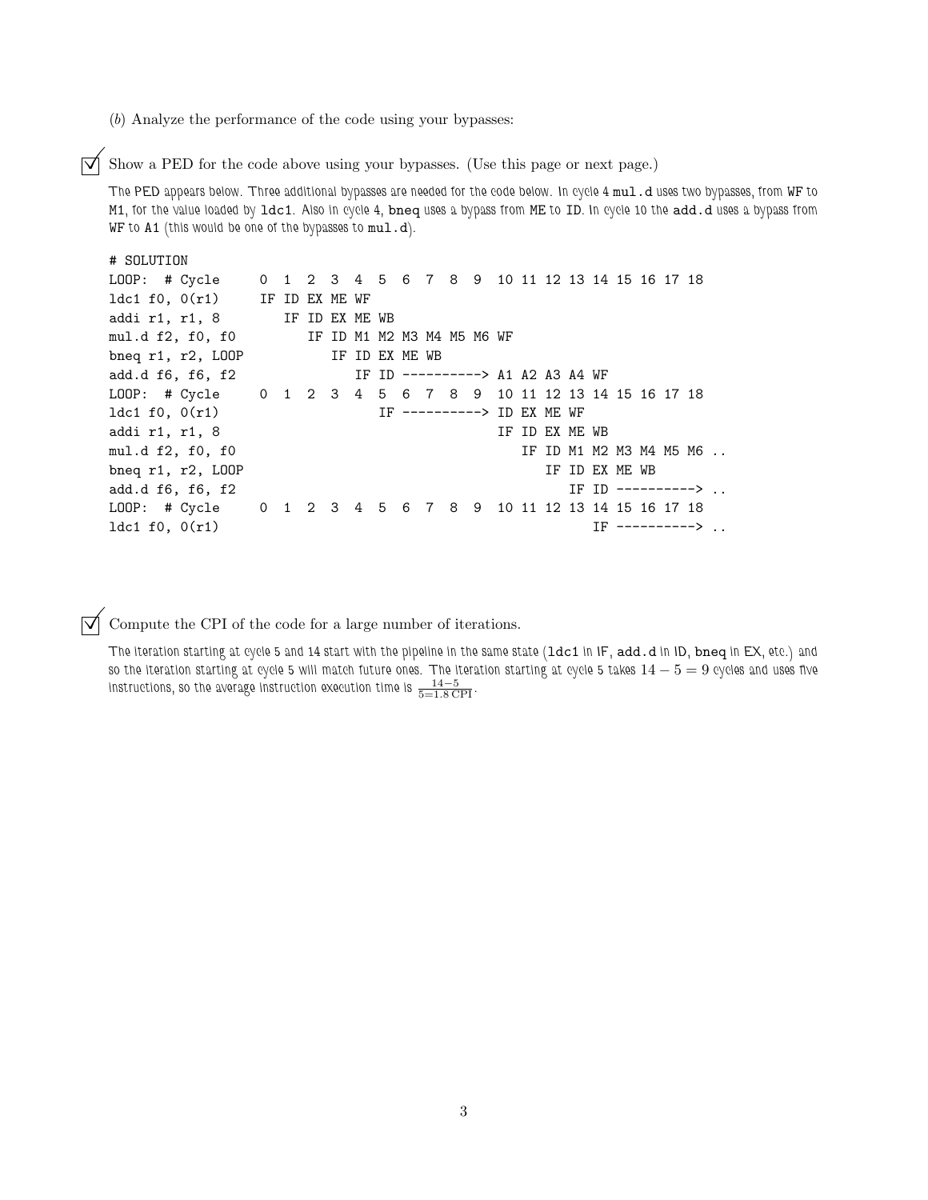(*b*) Analyze the performance of the code using your bypasses:

☑ Show a PED for the code above using your bypasses. (Use this page or next page.)

The PED appears below. Three additional bypasses are needed for the code below. In cycle 4 `mul.d` uses two bypasses, from `WF` to `M1`, for the value loaded by `ldc1`. Also in cycle 4, `bneq` uses a bypass from `ME` to `ID`. In cycle 10 the `add.d` uses a bypass from `WF` to `A1` (this would be one of the bypasses to `mul.d`).

```
# SOLUTION
LOOP:  # Cycle     0  1  2  3  4  5  6  7  8  9  10 11 12 13 14 15 16 17 18
ldc1 f0, 0(r1)     IF ID EX ME WF
addi r1, r1, 8        IF ID EX ME WB
mul.d f2, f0, f0         IF ID M1 M2 M3 M4 M5 M6 WF
bneq r1, r2, LOOP           IF ID EX ME WB
add.d f6, f6, f2               IF ID ----------> A1 A2 A3 A4 WF
LOOP:  # Cycle     0  1  2  3  4  5  6  7  8  9  10 11 12 13 14 15 16 17 18
ldc1 f0, 0(r1)                    IF ----------> ID EX ME WF
addi r1, r1, 8                                   IF ID EX ME WB
mul.d f2, f0, f0                                    IF ID M1 M2 M3 M4 M5 M6 ..
bneq r1, r2, LOOP                                      IF ID EX ME WB
add.d f6, f6, f2                                          IF ID ----------> ..
LOOP:  # Cycle     0  1  2  3  4  5  6  7  8  9  10 11 12 13 14 15 16 17 18
ldc1 f0, 0(r1)                                               IF ----------> ..
```

☑ Compute the CPI of the code for a large number of iterations.

The iteration starting at cycle 5 and 14 start with the pipeline in the same state (`ldc1` in IF, `add.d` in ID, `bneq` in EX, etc.) and so the iteration starting at cycle 5 will match future ones. The iteration starting at cycle 5 takes $14 - 5 = 9$ cycles and uses five instructions, so the average instruction execution time is $\frac{14-5}{5=1.8\,\text{CPI}}$.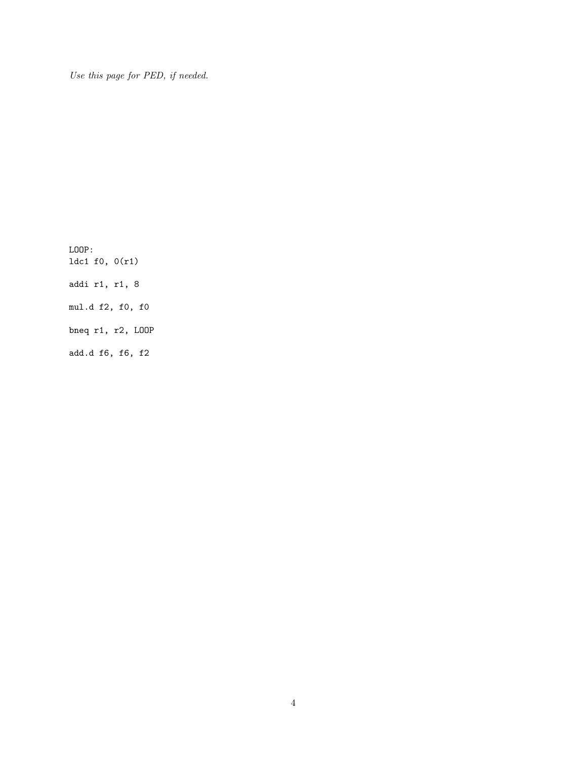*Use this page for PED, if needed.*

```
LOOP:
ldc1 f0, 0(r1)

addi r1, r1, 8

mul.d f2, f0, f0

bneq r1, r2, LOOP

add.d f6, f6, f2
```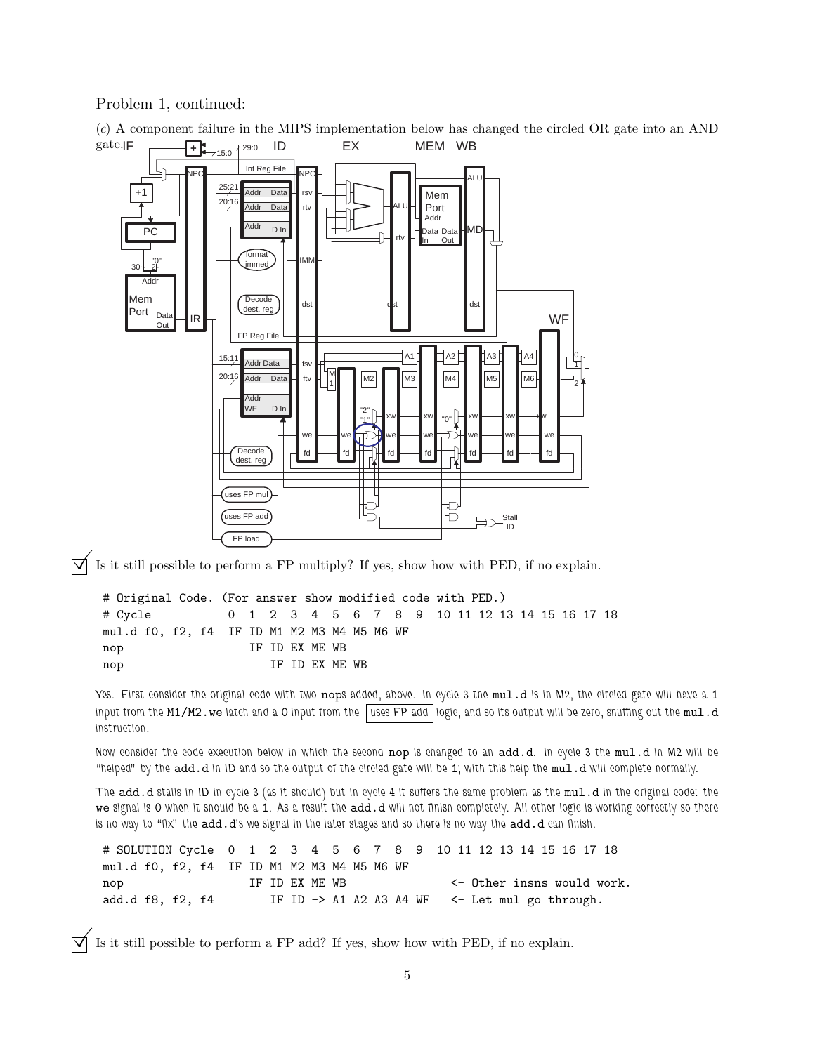Problem 1, continued:

(*c*) A component failure in the MIPS implementation below has changed the circled OR gate into an AND gate.

☑ Is it still possible to perform a FP multiply? If yes, show how with PED, if no explain.

```
# Original Code. (For answer show modified code with PED.)
# Cycle           0  1  2  3  4  5  6  7  8  9  10 11 12 13 14 15 16 17 18
mul.d f0, f2, f4  IF ID M1 M2 M3 M4 M5 M6 WF
nop                  IF ID EX ME WB
nop                     IF ID EX ME WB
```

Yes. First consider the original code with two `nop`s added, above. In cycle 3 the `mul.d` is in M2, the circled gate will have a 1 input from the `M1/M2.we` latch and a 0 input from the uses FP add logic, and so its output will be zero, snuffing out the `mul.d` instruction.

Now consider the code execution below in which the second `nop` is changed to an `add.d`. In cycle 3 the `mul.d` in M2 will be "helped" by the `add.d` in ID and so the output of the circled gate will be 1; with this help the `mul.d` will complete normally.

The `add.d` stalls in ID in cycle 3 (as it should) but in cycle 4 it suffers the same problem as the `mul.d` in the original code: the `we` signal is 0 when it should be a 1. As a result the `add.d` will not finish completely. All other logic is working correctly so there is no way to "fix" the `add.d`'s we signal in the later stages and so there is no way the `add.d` can finish.

```
# SOLUTION Cycle  0  1  2  3  4  5  6  7  8  9  10 11 12 13 14 15 16 17 18
mul.d f0, f2, f4  IF ID M1 M2 M3 M4 M5 M6 WF
nop                  IF ID EX ME WB              <- Other insns would work.
add.d f8, f2, f4        IF ID -> A1 A2 A3 A4 WF  <- Let mul go through.
```

☑ Is it still possible to perform a FP add? If yes, show how with PED, if no explain.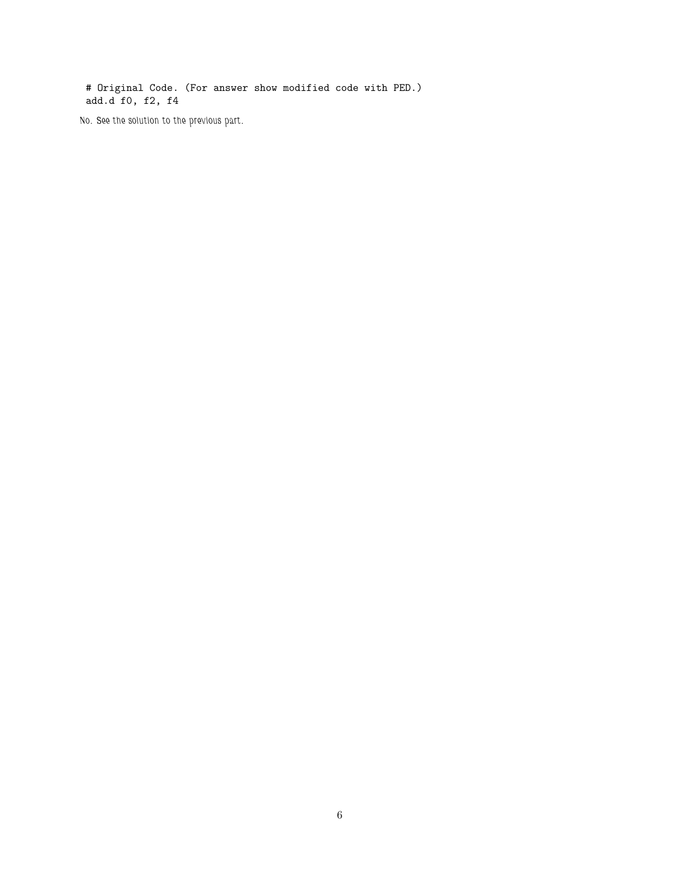```
# Original Code. (For answer show modified code with PED.)
add.d f0, f2, f4
```

*No. See the solution to the previous part.*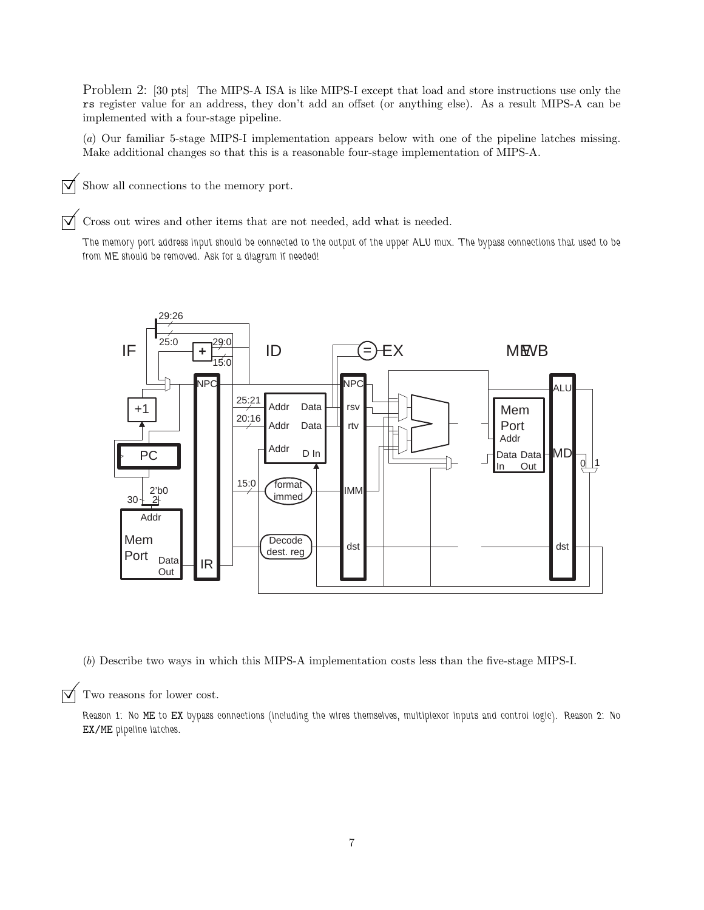Problem 2: [30 pts] The MIPS-A ISA is like MIPS-I except that load and store instructions use only the **rs** register value for an address, they don't add an offset (or anything else). As a result MIPS-A can be implemented with a four-stage pipeline.

(*a*) Our familiar 5-stage MIPS-I implementation appears below with one of the pipeline latches missing. Make additional changes so that this is a reasonable four-stage implementation of MIPS-A.

☑ Show all connections to the memory port.

☑ Cross out wires and other items that are not needed, add what is needed.

*The memory port address input should be connected to the output of the upper ALU mux. The bypass connections that used to be from ME should be removed. Ask for a diagram if needed!*

(*b*) Describe two ways in which this MIPS-A implementation costs less than the five-stage MIPS-I.

☑ Two reasons for lower cost.

*Reason 1: No ME to EX bypass connections (including the wires themselves, multiplexor inputs and control logic). Reason 2: No EX/ME pipeline latches.*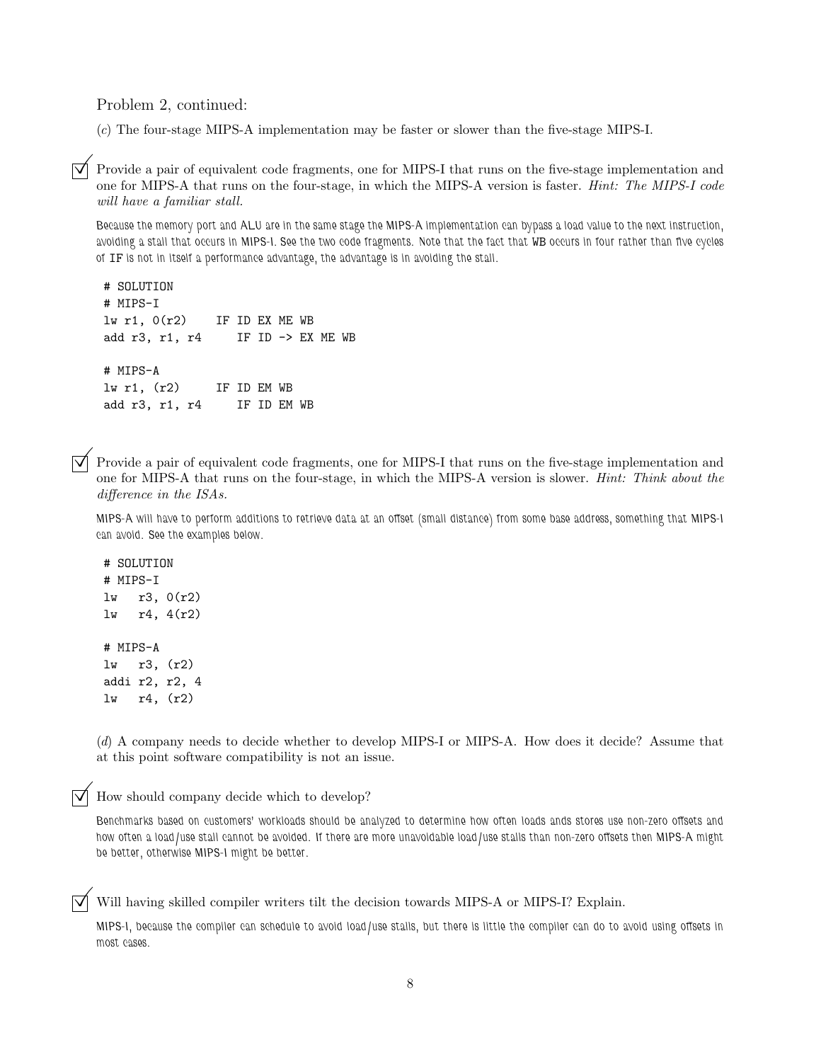Problem 2, continued:

(*c*) The four-stage MIPS-A implementation may be faster or slower than the five-stage MIPS-I.

☑ Provide a pair of equivalent code fragments, one for MIPS-I that runs on the five-stage implementation and one for MIPS-A that runs on the four-stage, in which the MIPS-A version is faster. *Hint: The MIPS-I code will have a familiar stall.*

Because the memory port and ALU are in the same stage the MIPS-A implementation can bypass a load value to the next instruction, avoiding a stall that occurs in MIPS-I. See the two code fragments. Note that the fact that WB occurs in four rather than five cycles of IF is not in itself a performance advantage, the advantage is in avoiding the stall.

```
# SOLUTION
# MIPS-I
lw r1, 0(r2)    IF ID EX ME WB
add r3, r1, r4     IF ID -> EX ME WB

# MIPS-A
lw r1, (r2)     IF ID EM WB
add r3, r1, r4     IF ID EM WB
```

☑ Provide a pair of equivalent code fragments, one for MIPS-I that runs on the five-stage implementation and one for MIPS-A that runs on the four-stage, in which the MIPS-A version is slower. *Hint: Think about the difference in the ISAs.*

MIPS-A will have to perform additions to retrieve data at an offset (small distance) from some base address, something that MIPS-I can avoid. See the examples below.

```
# SOLUTION
# MIPS-I
lw   r3, 0(r2)
lw   r4, 4(r2)

# MIPS-A
lw   r3, (r2)
addi r2, r2, 4
lw   r4, (r2)
```

(*d*) A company needs to decide whether to develop MIPS-I or MIPS-A. How does it decide? Assume that at this point software compatibility is not an issue.

☑ How should company decide which to develop?

Benchmarks based on customers' workloads should be analyzed to determine how often loads ands stores use non-zero offsets and how often a load/use stall cannot be avoided. If there are more unavoidable load/use stalls than non-zero offsets then MIPS-A might be better, otherwise MIPS-I might be better.

☑ Will having skilled compiler writers tilt the decision towards MIPS-A or MIPS-I? Explain.

MIPS-I, because the compiler can schedule to avoid load/use stalls, but there is little the compiler can do to avoid using offsets in most cases.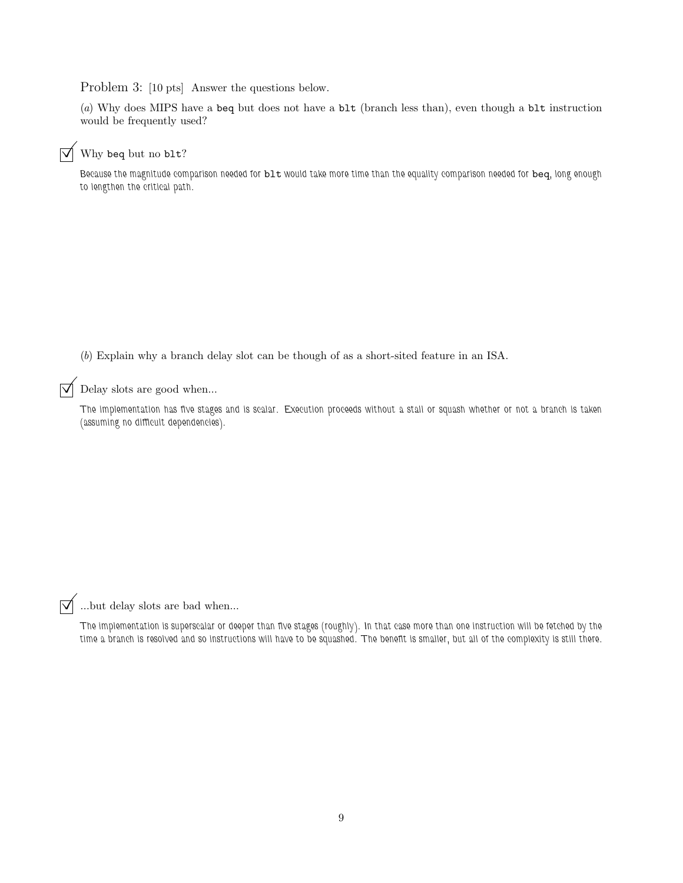Problem 3: [10 pts] Answer the questions below.

(*a*) Why does MIPS have a `beq` but does not have a `blt` (branch less than), even though a `blt` instruction would be frequently used?

☑ Why `beq` but no `blt`?

*Because the magnitude comparison needed for `blt` would take more time than the equality comparison needed for `beq`, long enough to lengthen the critical path.*

(*b*) Explain why a branch delay slot can be though of as a short-sited feature in an ISA.

☑ Delay slots are good when...

*The implementation has five stages and is scalar. Execution proceeds without a stall or squash whether or not a branch is taken (assuming no difficult dependencies).*

☑ ...but delay slots are bad when...

*The implementation is superscalar or deeper than five stages (roughly). In that case more than one instruction will be fetched by the time a branch is resolved and so instructions will have to be squashed. The benefit is smaller, but all of the complexity is still there.*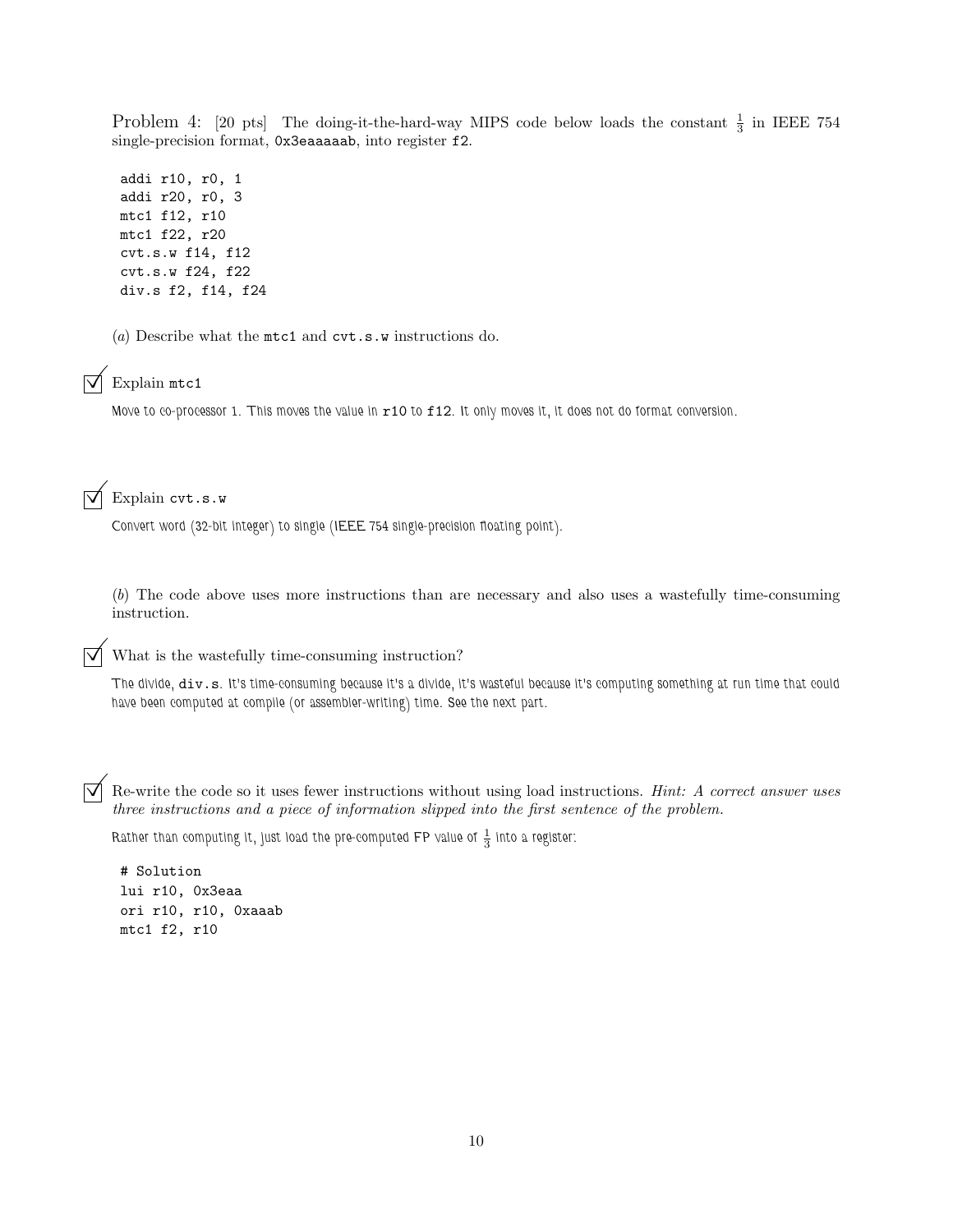Problem 4: [20 pts] The doing-it-the-hard-way MIPS code below loads the constant $\frac{1}{3}$ in IEEE 754 single-precision format, `0x3eaaaaab`, into register `f2`.

```
addi r10, r0, 1
addi r20, r0, 3
mtc1 f12, r10
mtc1 f22, r20
cvt.s.w f14, f12
cvt.s.w f24, f22
div.s f2, f14, f24
```

(*a*) Describe what the `mtc1` and `cvt.s.w` instructions do.

☑ Explain `mtc1`

Move to co-processor 1. This moves the value in `r10` to `f12`. It only moves it, it does not do format conversion.

☑ Explain `cvt.s.w`

Convert word (32-bit integer) to single (IEEE 754 single-precision floating point).

(*b*) The code above uses more instructions than are necessary and also uses a wastefully time-consuming instruction.

☑ What is the wastefully time-consuming instruction?

The divide, `div.s`. It's time-consuming because it's a divide, it's wasteful because it's computing something at run time that could have been computed at compile (or assembler-writing) time. See the next part.

☑ Re-write the code so it uses fewer instructions without using load instructions. *Hint: A correct answer uses three instructions and a piece of information slipped into the first sentence of the problem.*

Rather than computing it, just load the pre-computed FP value of $\frac{1}{3}$ into a register:

```
# Solution
lui r10, 0x3eaa
ori r10, r10, 0xaaab
mtc1 f2, r10
```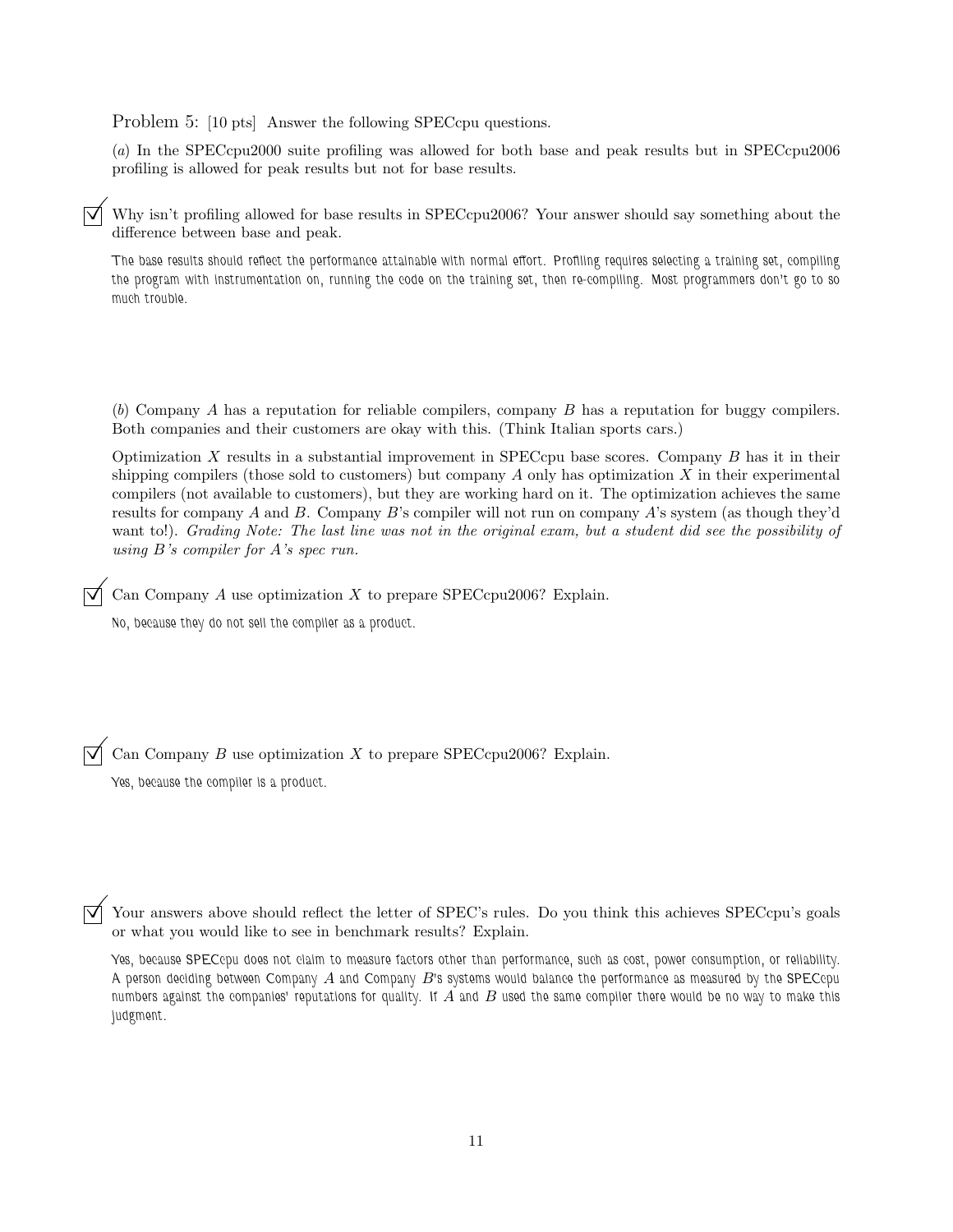Problem 5: [10 pts] Answer the following SPECcpu questions.

(*a*) In the SPECcpu2000 suite profiling was allowed for both base and peak results but in SPECcpu2006 profiling is allowed for peak results but not for base results.

☑ Why isn't profiling allowed for base results in SPECcpu2006? Your answer should say something about the difference between base and peak.

The base results should reflect the performance attainable with normal effort. Profiling requires selecting a training set, compiling the program with instrumentation on, running the code on the training set, then re-compiling. Most programmers don't go to so much trouble.

(*b*) Company $A$ has a reputation for reliable compilers, company $B$ has a reputation for buggy compilers. Both companies and their customers are okay with this. (Think Italian sports cars.)

Optimization $X$ results in a substantial improvement in SPECcpu base scores. Company $B$ has it in their shipping compilers (those sold to customers) but company $A$ only has optimization $X$ in their experimental compilers (not available to customers), but they are working hard on it. The optimization achieves the same results for company $A$ and $B$. Company $B$'s compiler will not run on company $A$'s system (as though they'd want to!). *Grading Note: The last line was not in the original exam, but a student did see the possibility of using B's compiler for A's spec run.*

☑ Can Company $A$ use optimization $X$ to prepare SPECcpu2006? Explain.

No, because they do not sell the compiler as a product.

☑ Can Company $B$ use optimization $X$ to prepare SPECcpu2006? Explain.

Yes, because the compiler is a product.

☑ Your answers above should reflect the letter of SPEC's rules. Do you think this achieves SPECcpu's goals or what you would like to see in benchmark results? Explain.

Yes, because SPECcpu does not claim to measure factors other than performance, such as cost, power consumption, or reliability. A person deciding between Company $A$ and Company $B$'s systems would balance the performance as measured by the SPECcpu numbers against the companies' reputations for quality. If $A$ and $B$ used the same compiler there would be no way to make this judgment.